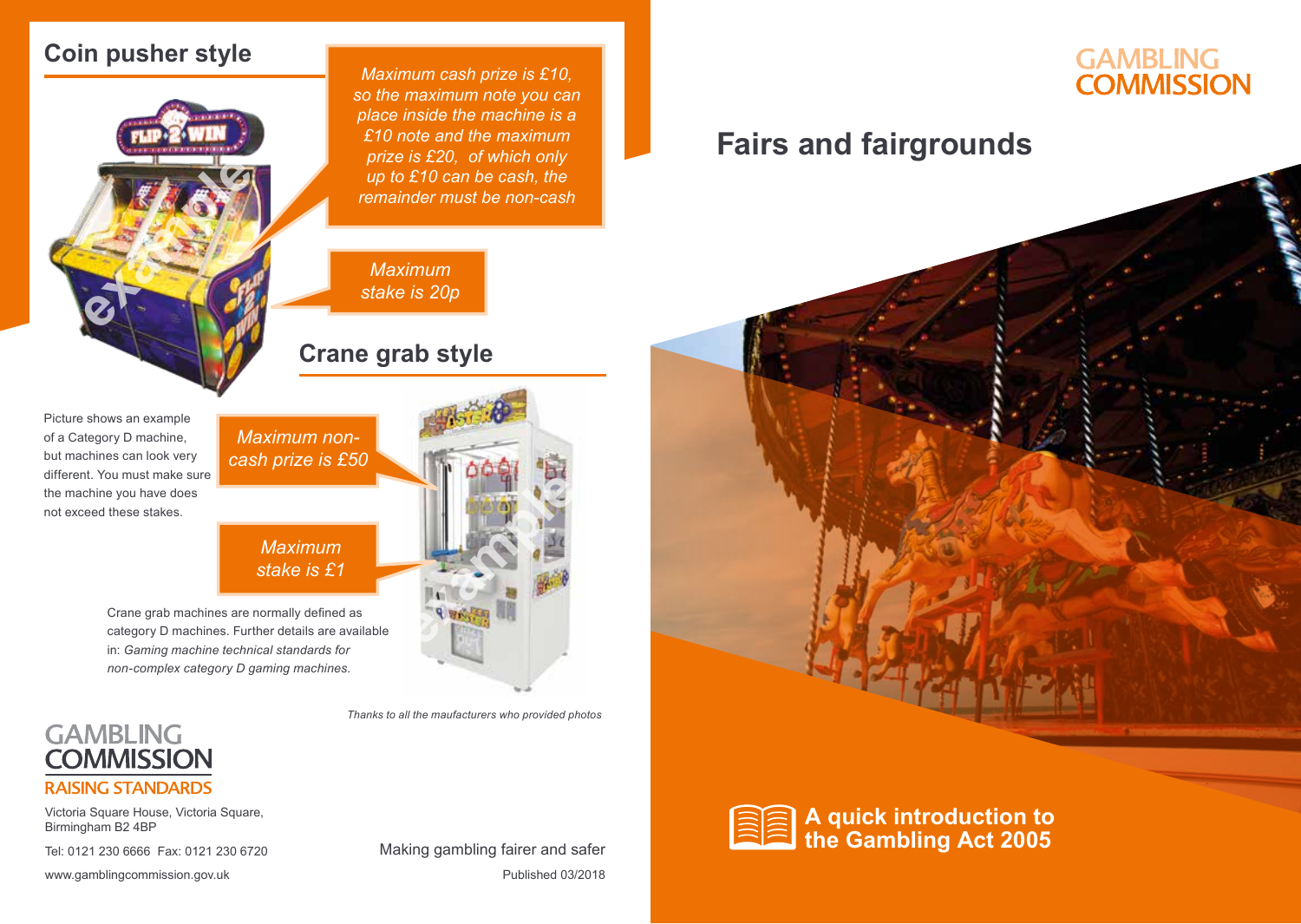## Coin pusher style

*Maximum cash prize is £10, so the maximum note you can place inside the machine is a £10 note and the maximum prize is £20, of which only up to £10 can be cash, the remainder must be non-cash*

*Maximum stake is 20p*

Picture shows an example of a Category D machine, but machines can look very different. You must make sure the machine you have does not exceed these stakes.

## Crane grab style

*Maximum non-cash prize is £50*

*Maximum stake is £1*

Crane grab machines are normally defined as category D machines. Further details are available in: *Gaming machine technical standards for non-complex category D gaming machines.*

*Thanks to all the maufacturers who provided photos*

GAMBLING COMMISSION
RAISING STANDARDS

Victoria Square House, Victoria Square, Birmingham B2 4BP

Tel: 0121 230 6666 Fax: 0121 230 6720

www.gamblingcommission.gov.uk

Making gambling fairer and safer

Published 03/2018

GAMBLING COMMISSION

# Fairs and fairgrounds

**A quick introduction to the Gambling Act 2005**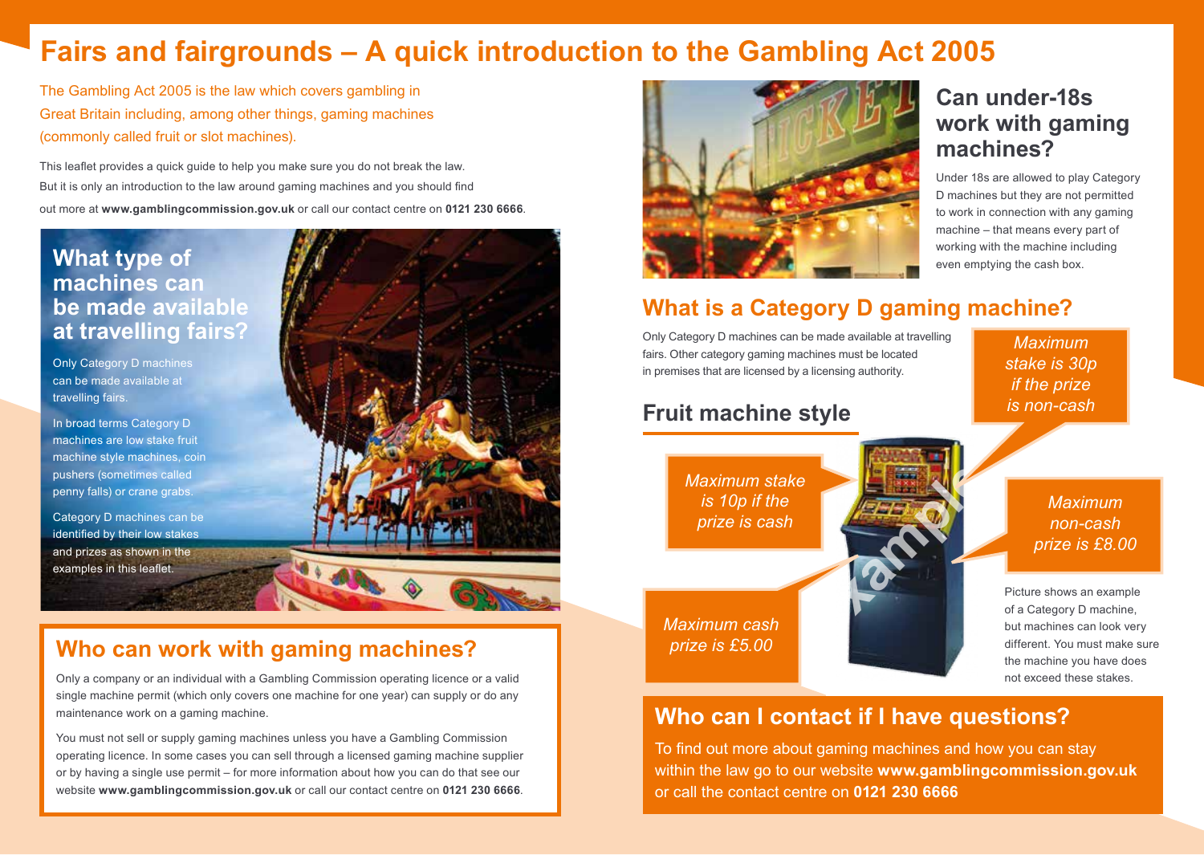# Fairs and fairgrounds – A quick introduction to the Gambling Act 2005

The Gambling Act 2005 is the law which covers gambling in Great Britain including, among other things, gaming machines (commonly called fruit or slot machines).

This leaflet provides a quick guide to help you make sure you do not break the law. But it is only an introduction to the law around gaming machines and you should find out more at **www.gamblingcommission.gov.uk** or call our contact centre on **0121 230 6666**.

## What type of machines can be made available at travelling fairs?

Only Category D machines can be made available at travelling fairs.

In broad terms Category D machines are low stake fruit machine style machines, coin pushers (sometimes called penny falls) or crane grabs.

Category D machines can be identified by their low stakes and prizes as shown in the examples in this leaflet.

## Who can work with gaming machines?

Only a company or an individual with a Gambling Commission operating licence or a valid single machine permit (which only covers one machine for one year) can supply or do any maintenance work on a gaming machine.

You must not sell or supply gaming machines unless you have a Gambling Commission operating licence. In some cases you can sell through a licensed gaming machine supplier or by having a single use permit – for more information about how you can do that see our website **www.gamblingcommission.gov.uk** or call our contact centre on **0121 230 6666**.

## Can under-18s work with gaming machines?

Under 18s are allowed to play Category D machines but they are not permitted to work in connection with any gaming machine – that means every part of working with the machine including even emptying the cash box.

## What is a Category D gaming machine?

Only Category D machines can be made available at travelling fairs. Other category gaming machines must be located in premises that are licensed by a licensing authority.

### Fruit machine style

*Maximum stake is 30p if the prize is non-cash*

*Maximum stake is 10p if the prize is cash*

*Maximum non-cash prize is £8.00*

*Maximum cash prize is £5.00*

Picture shows an example of a Category D machine, but machines can look very different. You must make sure the machine you have does not exceed these stakes.

## Who can I contact if I have questions?

To find out more about gaming machines and how you can stay within the law go to our website **www.gamblingcommission.gov.uk** or call the contact centre on **0121 230 6666**